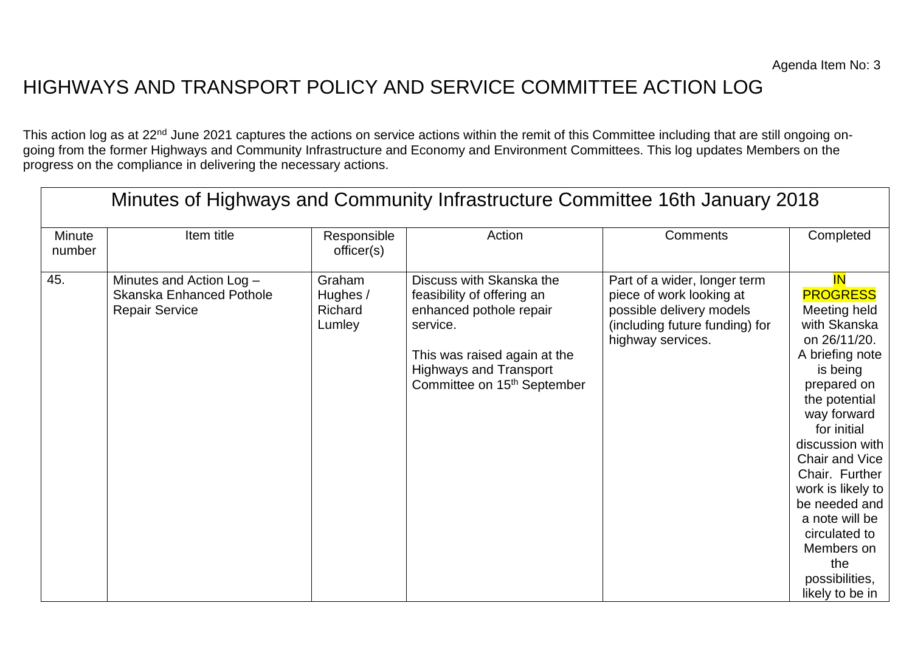Agenda Item No: 3

# HIGHWAYS AND TRANSPORT POLICY AND SERVICE COMMITTEE ACTION LOG

This action log as at 22nd June 2021 captures the actions on service actions within the remit of this Committee including that are still ongoing on-going from the former Highways and Community Infrastructure and Economy and Environment Committees. This log updates Members on the progress on the compliance in delivering the necessary actions.

| Minutes of Highways and Community Infrastructure Committee 16th January 2018 | | | | | |
|---|---|---|---|---|---|
| Minute number | Item title | Responsible officer(s) | Action | Comments | Completed |
| 45. | Minutes and Action Log – Skanska Enhanced Pothole Repair Service | Graham Hughes / Richard Lumley | Discuss with Skanska the feasibility of offering an enhanced pothole repair service.<br><br>This was raised again at the Highways and Transport Committee on 15th September | Part of a wider, longer term piece of work looking at possible delivery models (including future funding) for highway services. | IN PROGRESS<br>Meeting held with Skanska on 26/11/20. A briefing note is being prepared on the potential way forward for initial discussion with Chair and Vice Chair. Further work is likely to be needed and a note will be circulated to Members on the possibilities, likely to be in |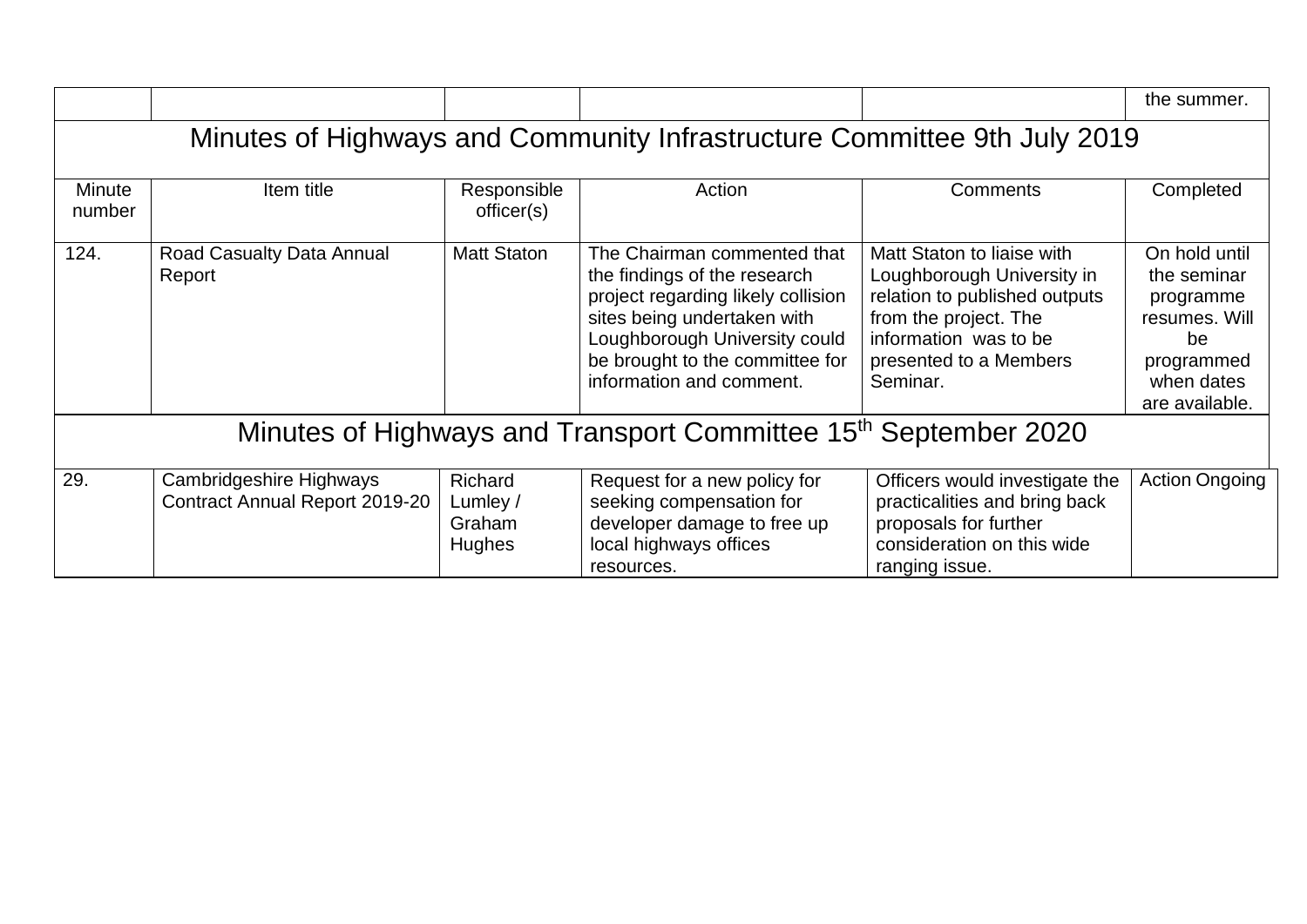| | | | | | the summer. |
|---|---|---|---|---|---|

## Minutes of Highways and Community Infrastructure Committee 9th July 2019

| Minute number | Item title | Responsible officer(s) | Action | Comments | Completed |
|---|---|---|---|---|---|
| 124. | Road Casualty Data Annual Report | Matt Staton | The Chairman commented that the findings of the research project regarding likely collision sites being undertaken with Loughborough University could be brought to the committee for information and comment. | Matt Staton to liaise with Loughborough University in relation to published outputs from the project. The information was to be presented to a Members Seminar. | On hold until the seminar programme resumes. Will be programmed when dates are available. |

## Minutes of Highways and Transport Committee 15th September 2020

| Minute number | Item title | Responsible officer(s) | Action | Comments | Completed |
|---|---|---|---|---|---|
| 29. | Cambridgeshire Highways Contract Annual Report 2019-20 | Richard Lumley / Graham Hughes | Request for a new policy for seeking compensation for developer damage to free up local highways offices resources. | Officers would investigate the practicalities and bring back proposals for further consideration on this wide ranging issue. | Action Ongoing |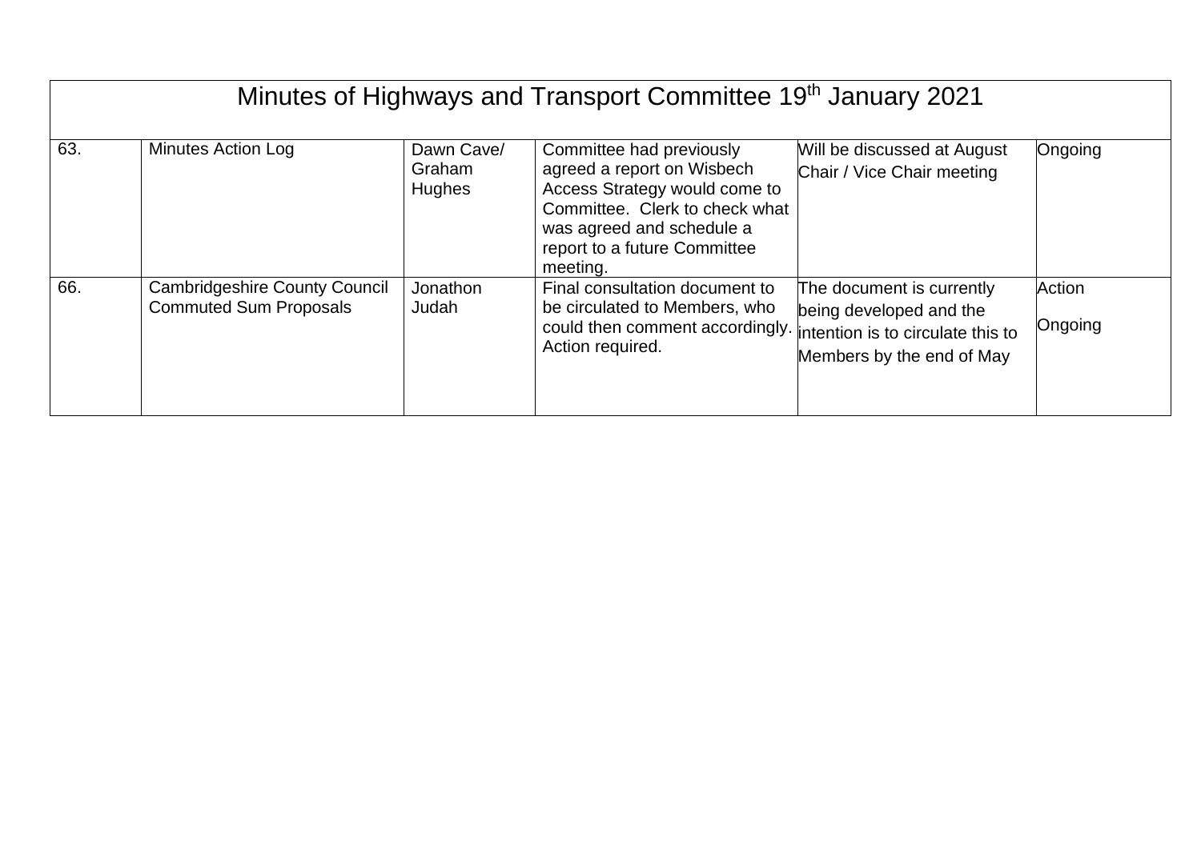| Minutes of Highways and Transport Committee 19th January 2021 | | | | | |
|---|---|---|---|---|---|
| 63. | Minutes Action Log | Dawn Cave/ Graham Hughes | Committee had previously agreed a report on Wisbech Access Strategy would come to Committee. Clerk to check what was agreed and schedule a report to a future Committee meeting. | Will be discussed at August Chair / Vice Chair meeting | Ongoing |
| 66. | Cambridgeshire County Council Commuted Sum Proposals | Jonathon Judah | Final consultation document to be circulated to Members, who could then comment accordingly. Action required. | The document is currently being developed and the intention is to circulate this to Members by the end of May | Action<br><br>Ongoing |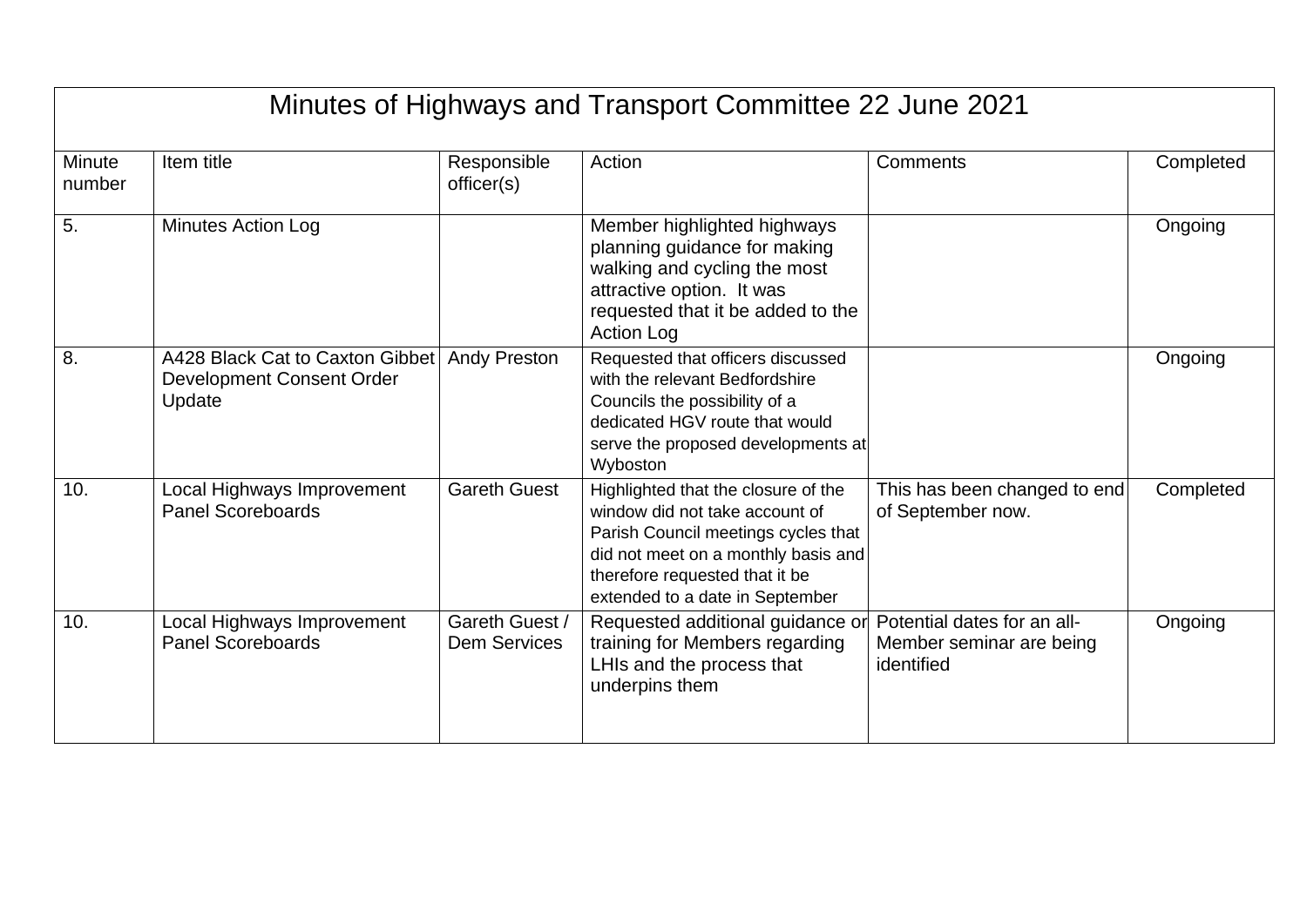# Minutes of Highways and Transport Committee 22 June 2021

| Minute number | Item title | Responsible officer(s) | Action | Comments | Completed |
|---|---|---|---|---|---|
| 5. | Minutes Action Log | | Member highlighted highways planning guidance for making walking and cycling the most attractive option. It was requested that it be added to the Action Log | | Ongoing |
| 8. | A428 Black Cat to Caxton Gibbet Development Consent Order Update | Andy Preston | Requested that officers discussed with the relevant Bedfordshire Councils the possibility of a dedicated HGV route that would serve the proposed developments at Wyboston | | Ongoing |
| 10. | Local Highways Improvement Panel Scoreboards | Gareth Guest | Highlighted that the closure of the window did not take account of Parish Council meetings cycles that did not meet on a monthly basis and therefore requested that it be extended to a date in September | This has been changed to end of September now. | Completed |
| 10. | Local Highways Improvement Panel Scoreboards | Gareth Guest / Dem Services | Requested additional guidance or training for Members regarding LHIs and the process that underpins them | Potential dates for an all-Member seminar are being identified | Ongoing |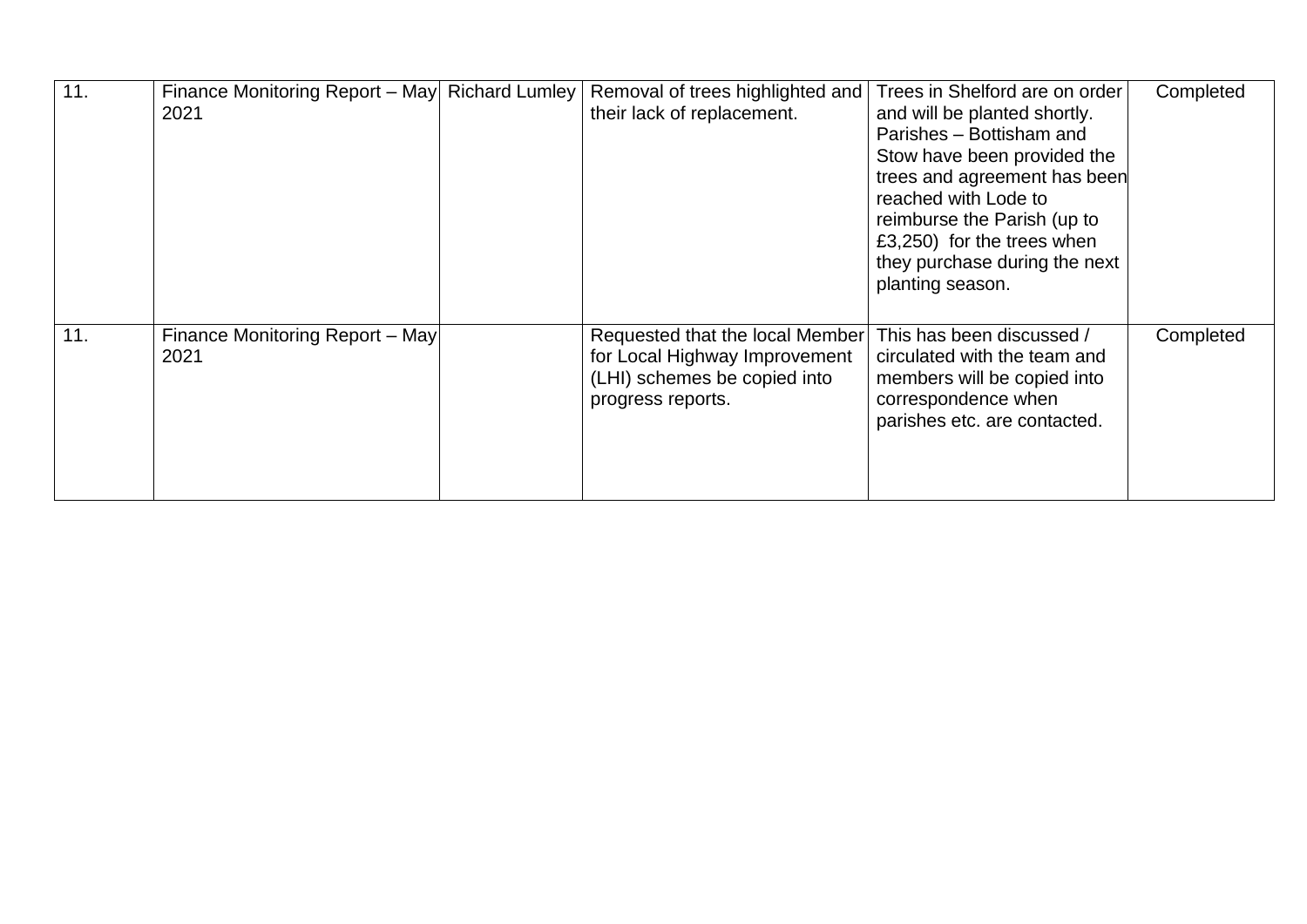| 11. | Finance Monitoring Report – May 2021 | Richard Lumley | Removal of trees highlighted and their lack of replacement. | Trees in Shelford are on order and will be planted shortly. Parishes – Bottisham and Stow have been provided the trees and agreement has been reached with Lode to reimburse the Parish (up to £3,250) for the trees when they purchase during the next planting season. | Completed |
|---|---|---|---|---|---|
| 11. | Finance Monitoring Report – May 2021 | | Requested that the local Member for Local Highway Improvement (LHI) schemes be copied into progress reports. | This has been discussed / circulated with the team and members will be copied into correspondence when parishes etc. are contacted. | Completed |